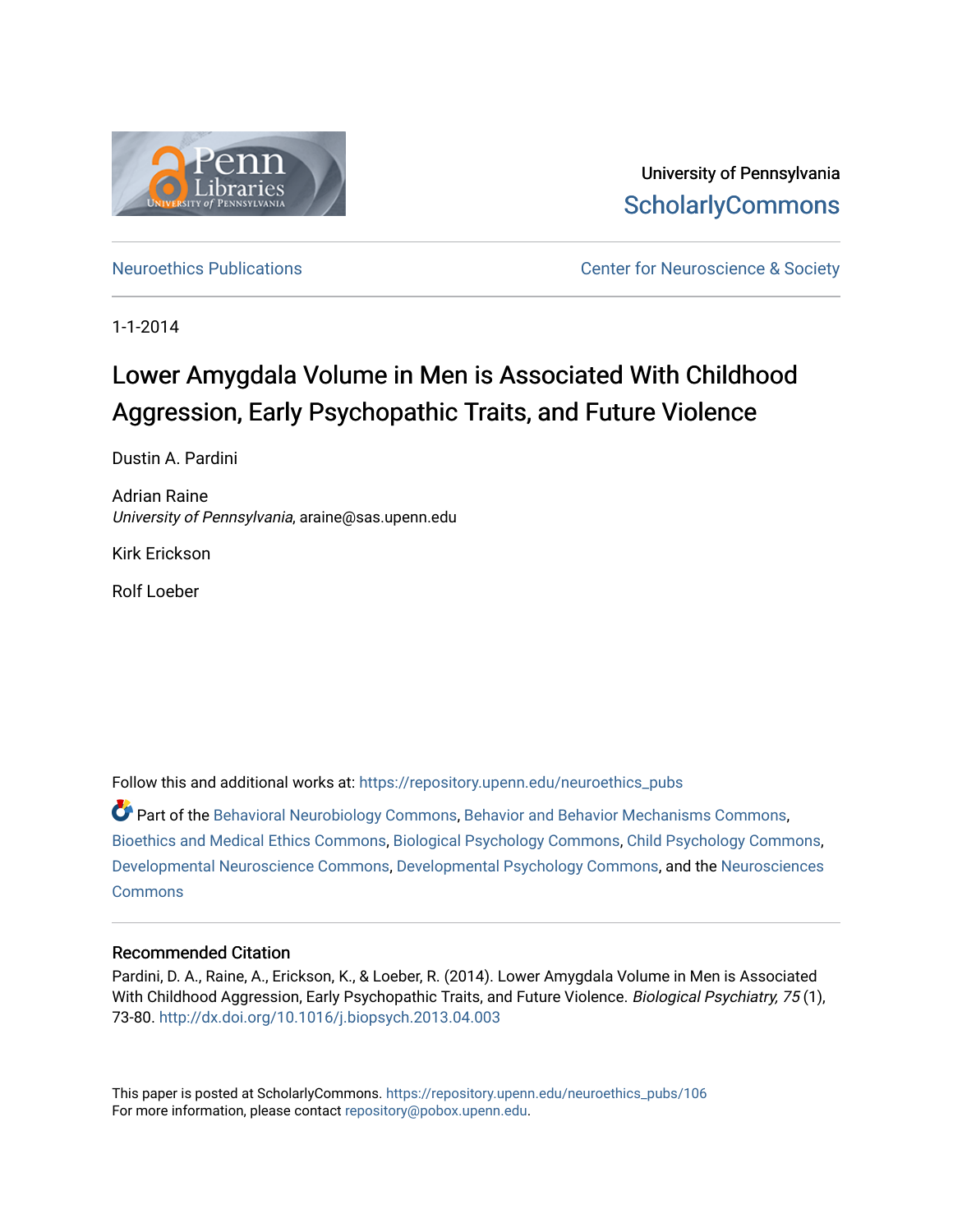University of Pennsylvania
ScholarlyCommons

Neuroethics Publications | Center for Neuroscience & Society

1-1-2014

# Lower Amygdala Volume in Men is Associated With Childhood Aggression, Early Psychopathic Traits, and Future Violence

Dustin A. Pardini

Adrian Raine
*University of Pennsylvania*, araine@sas.upenn.edu

Kirk Erickson

Rolf Loeber

Follow this and additional works at: https://repository.upenn.edu/neuroethics_pubs

Part of the Behavioral Neurobiology Commons, Behavior and Behavior Mechanisms Commons, Bioethics and Medical Ethics Commons, Biological Psychology Commons, Child Psychology Commons, Developmental Neuroscience Commons, Developmental Psychology Commons, and the Neurosciences Commons

## Recommended Citation

Pardini, D. A., Raine, A., Erickson, K., & Loeber, R. (2014). Lower Amygdala Volume in Men is Associated With Childhood Aggression, Early Psychopathic Traits, and Future Violence. *Biological Psychiatry, 75* (1), 73-80. http://dx.doi.org/10.1016/j.biopsych.2013.04.003

This paper is posted at ScholarlyCommons. https://repository.upenn.edu/neuroethics_pubs/106
For more information, please contact repository@pobox.upenn.edu.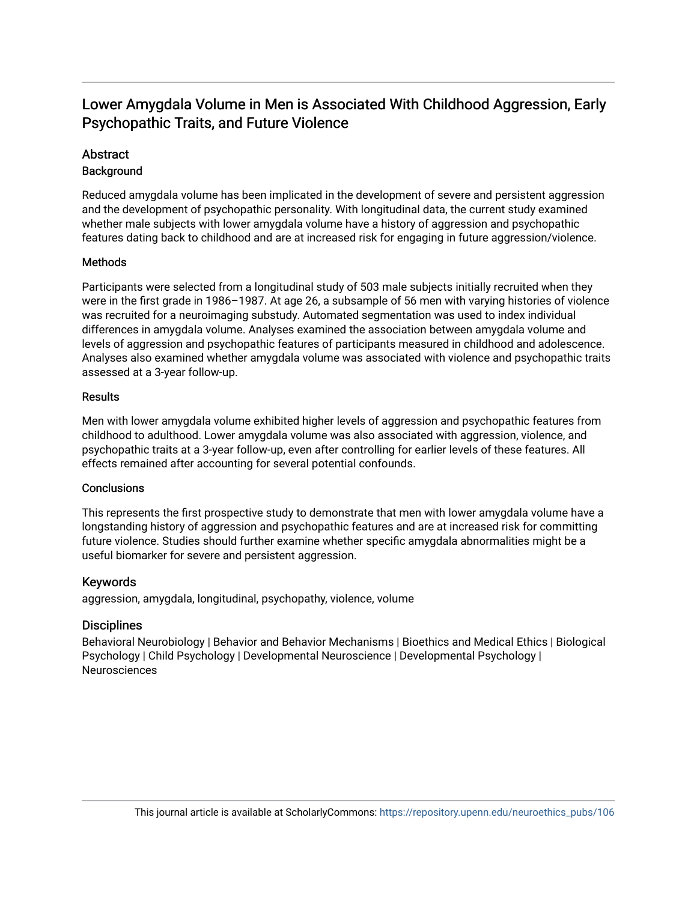# Lower Amygdala Volume in Men is Associated With Childhood Aggression, Early Psychopathic Traits, and Future Violence

## Abstract

### Background

Reduced amygdala volume has been implicated in the development of severe and persistent aggression and the development of psychopathic personality. With longitudinal data, the current study examined whether male subjects with lower amygdala volume have a history of aggression and psychopathic features dating back to childhood and are at increased risk for engaging in future aggression/violence.

### Methods

Participants were selected from a longitudinal study of 503 male subjects initially recruited when they were in the first grade in 1986–1987. At age 26, a subsample of 56 men with varying histories of violence was recruited for a neuroimaging substudy. Automated segmentation was used to index individual differences in amygdala volume. Analyses examined the association between amygdala volume and levels of aggression and psychopathic features of participants measured in childhood and adolescence. Analyses also examined whether amygdala volume was associated with violence and psychopathic traits assessed at a 3-year follow-up.

### Results

Men with lower amygdala volume exhibited higher levels of aggression and psychopathic features from childhood to adulthood. Lower amygdala volume was also associated with aggression, violence, and psychopathic traits at a 3-year follow-up, even after controlling for earlier levels of these features. All effects remained after accounting for several potential confounds.

### Conclusions

This represents the first prospective study to demonstrate that men with lower amygdala volume have a longstanding history of aggression and psychopathic features and are at increased risk for committing future violence. Studies should further examine whether specific amygdala abnormalities might be a useful biomarker for severe and persistent aggression.

## Keywords

aggression, amygdala, longitudinal, psychopathy, violence, volume

## Disciplines

Behavioral Neurobiology | Behavior and Behavior Mechanisms | Bioethics and Medical Ethics | Biological Psychology | Child Psychology | Developmental Neuroscience | Developmental Psychology | Neurosciences

This journal article is available at ScholarlyCommons: https://repository.upenn.edu/neuroethics_pubs/106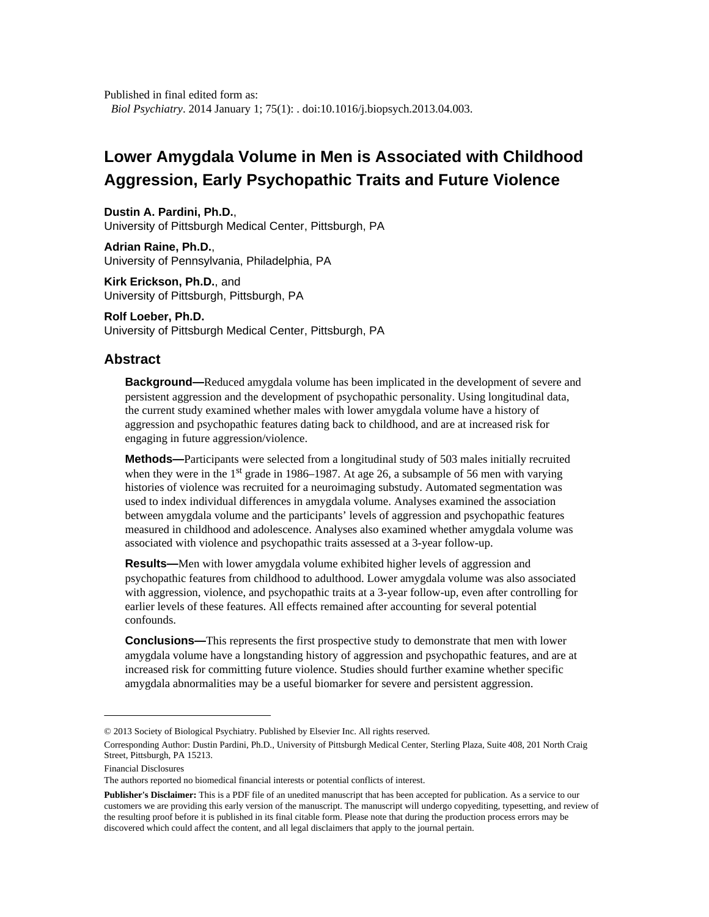Published in final edited form as:

*Biol Psychiatry*. 2014 January 1; 75(1): . doi:10.1016/j.biopsych.2013.04.003.

# Lower Amygdala Volume in Men is Associated with Childhood Aggression, Early Psychopathic Traits and Future Violence

**Dustin A. Pardini, Ph.D.**,
University of Pittsburgh Medical Center, Pittsburgh, PA

**Adrian Raine, Ph.D.**,
University of Pennsylvania, Philadelphia, PA

**Kirk Erickson, Ph.D.**, and
University of Pittsburgh, Pittsburgh, PA

**Rolf Loeber, Ph.D.**
University of Pittsburgh Medical Center, Pittsburgh, PA

## Abstract

**Background—**Reduced amygdala volume has been implicated in the development of severe and persistent aggression and the development of psychopathic personality. Using longitudinal data, the current study examined whether males with lower amygdala volume have a history of aggression and psychopathic features dating back to childhood, and are at increased risk for engaging in future aggression/violence.

**Methods—**Participants were selected from a longitudinal study of 503 males initially recruited when they were in the 1st grade in 1986–1987. At age 26, a subsample of 56 men with varying histories of violence was recruited for a neuroimaging substudy. Automated segmentation was used to index individual differences in amygdala volume. Analyses examined the association between amygdala volume and the participants' levels of aggression and psychopathic features measured in childhood and adolescence. Analyses also examined whether amygdala volume was associated with violence and psychopathic traits assessed at a 3-year follow-up.

**Results—**Men with lower amygdala volume exhibited higher levels of aggression and psychopathic features from childhood to adulthood. Lower amygdala volume was also associated with aggression, violence, and psychopathic traits at a 3-year follow-up, even after controlling for earlier levels of these features. All effects remained after accounting for several potential confounds.

**Conclusions—**This represents the first prospective study to demonstrate that men with lower amygdala volume have a longstanding history of aggression and psychopathic features, and are at increased risk for committing future violence. Studies should further examine whether specific amygdala abnormalities may be a useful biomarker for severe and persistent aggression.

---

© 2013 Society of Biological Psychiatry. Published by Elsevier Inc. All rights reserved.

Corresponding Author: Dustin Pardini, Ph.D., University of Pittsburgh Medical Center, Sterling Plaza, Suite 408, 201 North Craig Street, Pittsburgh, PA 15213.

Financial Disclosures

The authors reported no biomedical financial interests or potential conflicts of interest.

**Publisher's Disclaimer:** This is a PDF file of an unedited manuscript that has been accepted for publication. As a service to our customers we are providing this early version of the manuscript. The manuscript will undergo copyediting, typesetting, and review of the resulting proof before it is published in its final citable form. Please note that during the production process errors may be discovered which could affect the content, and all legal disclaimers that apply to the journal pertain.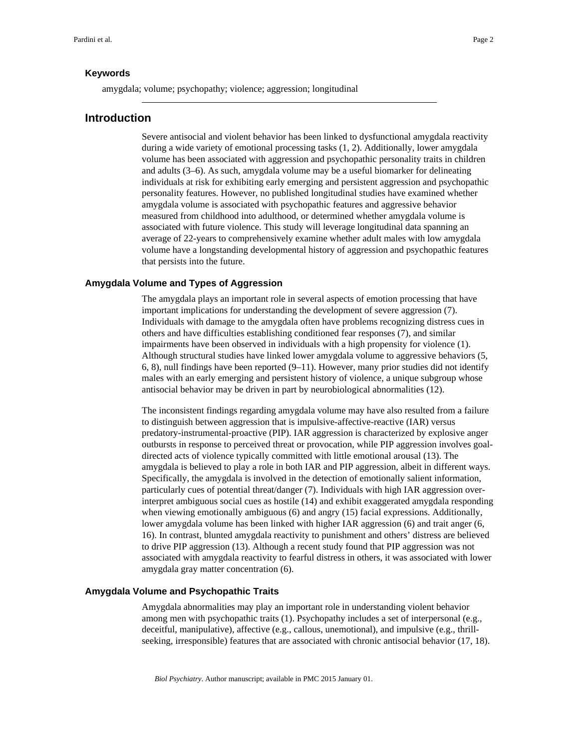### Keywords

amygdala; volume; psychopathy; violence; aggression; longitudinal

## Introduction

Severe antisocial and violent behavior has been linked to dysfunctional amygdala reactivity during a wide variety of emotional processing tasks (1, 2). Additionally, lower amygdala volume has been associated with aggression and psychopathic personality traits in children and adults (3–6). As such, amygdala volume may be a useful biomarker for delineating individuals at risk for exhibiting early emerging and persistent aggression and psychopathic personality features. However, no published longitudinal studies have examined whether amygdala volume is associated with psychopathic features and aggressive behavior measured from childhood into adulthood, or determined whether amygdala volume is associated with future violence. This study will leverage longitudinal data spanning an average of 22-years to comprehensively examine whether adult males with low amygdala volume have a longstanding developmental history of aggression and psychopathic features that persists into the future.

### Amygdala Volume and Types of Aggression

The amygdala plays an important role in several aspects of emotion processing that have important implications for understanding the development of severe aggression (7). Individuals with damage to the amygdala often have problems recognizing distress cues in others and have difficulties establishing conditioned fear responses (7), and similar impairments have been observed in individuals with a high propensity for violence (1). Although structural studies have linked lower amygdala volume to aggressive behaviors (5, 6, 8), null findings have been reported (9–11). However, many prior studies did not identify males with an early emerging and persistent history of violence, a unique subgroup whose antisocial behavior may be driven in part by neurobiological abnormalities (12).

The inconsistent findings regarding amygdala volume may have also resulted from a failure to distinguish between aggression that is impulsive-affective-reactive (IAR) versus predatory-instrumental-proactive (PIP). IAR aggression is characterized by explosive anger outbursts in response to perceived threat or provocation, while PIP aggression involves goal-directed acts of violence typically committed with little emotional arousal (13). The amygdala is believed to play a role in both IAR and PIP aggression, albeit in different ways. Specifically, the amygdala is involved in the detection of emotionally salient information, particularly cues of potential threat/danger (7). Individuals with high IAR aggression over-interpret ambiguous social cues as hostile (14) and exhibit exaggerated amygdala responding when viewing emotionally ambiguous (6) and angry (15) facial expressions. Additionally, lower amygdala volume has been linked with higher IAR aggression (6) and trait anger (6, 16). In contrast, blunted amygdala reactivity to punishment and others' distress are believed to drive PIP aggression (13). Although a recent study found that PIP aggression was not associated with amygdala reactivity to fearful distress in others, it was associated with lower amygdala gray matter concentration (6).

### Amygdala Volume and Psychopathic Traits

Amygdala abnormalities may play an important role in understanding violent behavior among men with psychopathic traits (1). Psychopathy includes a set of interpersonal (e.g., deceitful, manipulative), affective (e.g., callous, unemotional), and impulsive (e.g., thrill-seeking, irresponsible) features that are associated with chronic antisocial behavior (17, 18).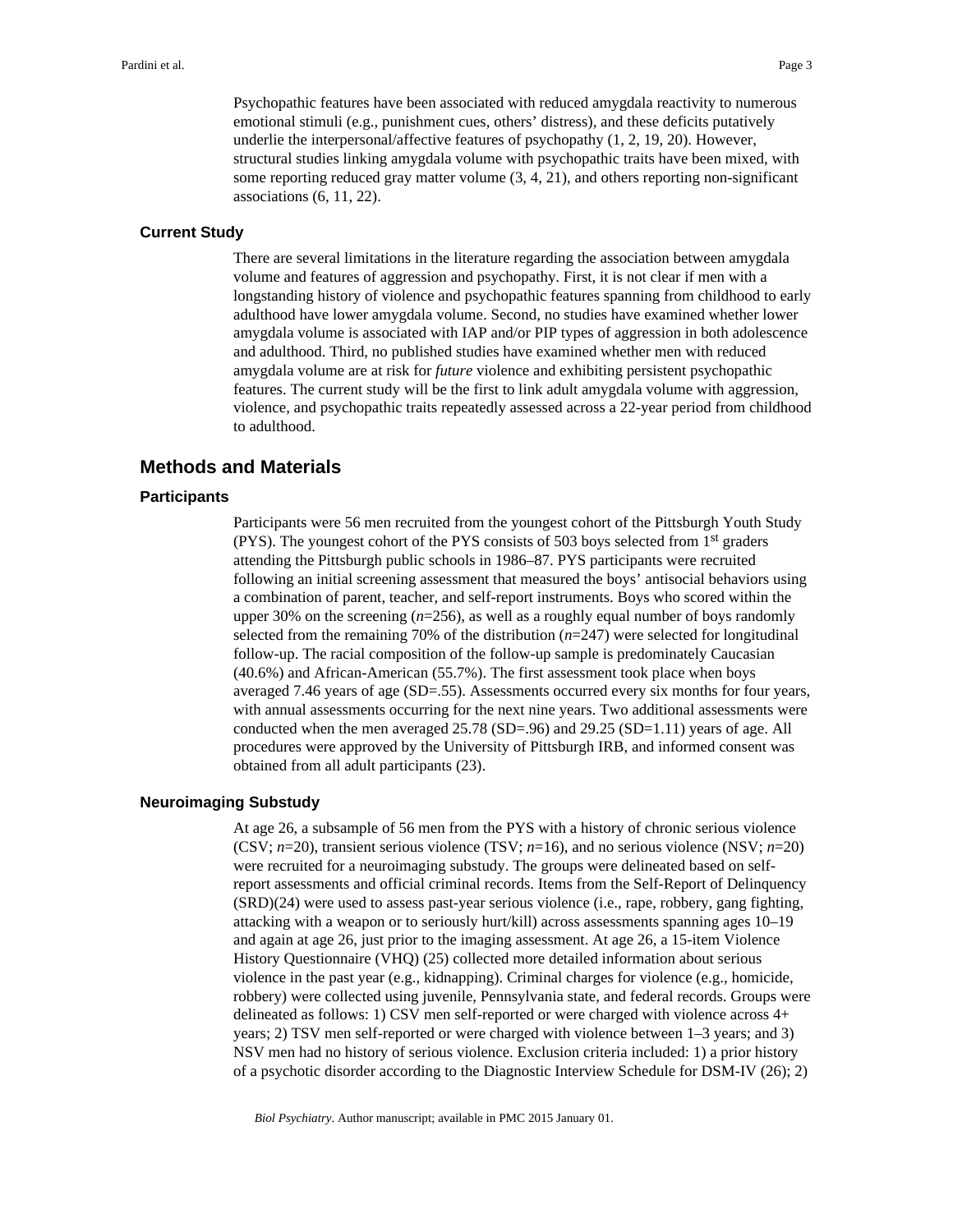Psychopathic features have been associated with reduced amygdala reactivity to numerous emotional stimuli (e.g., punishment cues, others' distress), and these deficits putatively underlie the interpersonal/affective features of psychopathy (1, 2, 19, 20). However, structural studies linking amygdala volume with psychopathic traits have been mixed, with some reporting reduced gray matter volume (3, 4, 21), and others reporting non-significant associations (6, 11, 22).

### Current Study

There are several limitations in the literature regarding the association between amygdala volume and features of aggression and psychopathy. First, it is not clear if men with a longstanding history of violence and psychopathic features spanning from childhood to early adulthood have lower amygdala volume. Second, no studies have examined whether lower amygdala volume is associated with IAP and/or PIP types of aggression in both adolescence and adulthood. Third, no published studies have examined whether men with reduced amygdala volume are at risk for *future* violence and exhibiting persistent psychopathic features. The current study will be the first to link adult amygdala volume with aggression, violence, and psychopathic traits repeatedly assessed across a 22-year period from childhood to adulthood.

## Methods and Materials

### Participants

Participants were 56 men recruited from the youngest cohort of the Pittsburgh Youth Study (PYS). The youngest cohort of the PYS consists of 503 boys selected from 1st graders attending the Pittsburgh public schools in 1986–87. PYS participants were recruited following an initial screening assessment that measured the boys' antisocial behaviors using a combination of parent, teacher, and self-report instruments. Boys who scored within the upper 30% on the screening (*n*=256), as well as a roughly equal number of boys randomly selected from the remaining 70% of the distribution (*n*=247) were selected for longitudinal follow-up. The racial composition of the follow-up sample is predominately Caucasian (40.6%) and African-American (55.7%). The first assessment took place when boys averaged 7.46 years of age (SD=.55). Assessments occurred every six months for four years, with annual assessments occurring for the next nine years. Two additional assessments were conducted when the men averaged 25.78 (SD=.96) and 29.25 (SD=1.11) years of age. All procedures were approved by the University of Pittsburgh IRB, and informed consent was obtained from all adult participants (23).

### Neuroimaging Substudy

At age 26, a subsample of 56 men from the PYS with a history of chronic serious violence (CSV; *n*=20), transient serious violence (TSV; *n*=16), and no serious violence (NSV; *n*=20) were recruited for a neuroimaging substudy. The groups were delineated based on self-report assessments and official criminal records. Items from the Self-Report of Delinquency (SRD)(24) were used to assess past-year serious violence (i.e., rape, robbery, gang fighting, attacking with a weapon or to seriously hurt/kill) across assessments spanning ages 10–19 and again at age 26, just prior to the imaging assessment. At age 26, a 15-item Violence History Questionnaire (VHQ) (25) collected more detailed information about serious violence in the past year (e.g., kidnapping). Criminal charges for violence (e.g., homicide, robbery) were collected using juvenile, Pennsylvania state, and federal records. Groups were delineated as follows: 1) CSV men self-reported or were charged with violence across 4+ years; 2) TSV men self-reported or were charged with violence between 1–3 years; and 3) NSV men had no history of serious violence. Exclusion criteria included: 1) a prior history of a psychotic disorder according to the Diagnostic Interview Schedule for DSM-IV (26); 2)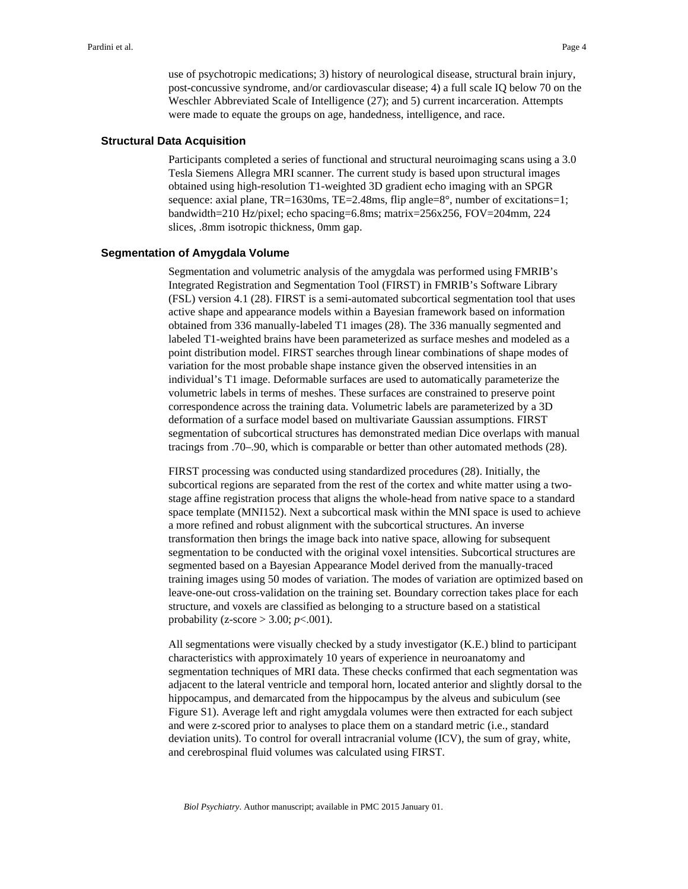use of psychotropic medications; 3) history of neurological disease, structural brain injury, post-concussive syndrome, and/or cardiovascular disease; 4) a full scale IQ below 70 on the Weschler Abbreviated Scale of Intelligence (27); and 5) current incarceration. Attempts were made to equate the groups on age, handedness, intelligence, and race.

## Structural Data Acquisition

Participants completed a series of functional and structural neuroimaging scans using a 3.0 Tesla Siemens Allegra MRI scanner. The current study is based upon structural images obtained using high-resolution T1-weighted 3D gradient echo imaging with an SPGR sequence: axial plane, TR=1630ms, TE=2.48ms, flip angle=8°, number of excitations=1; bandwidth=210 Hz/pixel; echo spacing=6.8ms; matrix=256x256, FOV=204mm, 224 slices, .8mm isotropic thickness, 0mm gap.

## Segmentation of Amygdala Volume

Segmentation and volumetric analysis of the amygdala was performed using FMRIB's Integrated Registration and Segmentation Tool (FIRST) in FMRIB's Software Library (FSL) version 4.1 (28). FIRST is a semi-automated subcortical segmentation tool that uses active shape and appearance models within a Bayesian framework based on information obtained from 336 manually-labeled T1 images (28). The 336 manually segmented and labeled T1-weighted brains have been parameterized as surface meshes and modeled as a point distribution model. FIRST searches through linear combinations of shape modes of variation for the most probable shape instance given the observed intensities in an individual's T1 image. Deformable surfaces are used to automatically parameterize the volumetric labels in terms of meshes. These surfaces are constrained to preserve point correspondence across the training data. Volumetric labels are parameterized by a 3D deformation of a surface model based on multivariate Gaussian assumptions. FIRST segmentation of subcortical structures has demonstrated median Dice overlaps with manual tracings from .70–.90, which is comparable or better than other automated methods (28).

FIRST processing was conducted using standardized procedures (28). Initially, the subcortical regions are separated from the rest of the cortex and white matter using a two-stage affine registration process that aligns the whole-head from native space to a standard space template (MNI152). Next a subcortical mask within the MNI space is used to achieve a more refined and robust alignment with the subcortical structures. An inverse transformation then brings the image back into native space, allowing for subsequent segmentation to be conducted with the original voxel intensities. Subcortical structures are segmented based on a Bayesian Appearance Model derived from the manually-traced training images using 50 modes of variation. The modes of variation are optimized based on leave-one-out cross-validation on the training set. Boundary correction takes place for each structure, and voxels are classified as belonging to a structure based on a statistical probability (z-score > 3.00; $p<.001$).

All segmentations were visually checked by a study investigator (K.E.) blind to participant characteristics with approximately 10 years of experience in neuroanatomy and segmentation techniques of MRI data. These checks confirmed that each segmentation was adjacent to the lateral ventricle and temporal horn, located anterior and slightly dorsal to the hippocampus, and demarcated from the hippocampus by the alveus and subiculum (see Figure S1). Average left and right amygdala volumes were then extracted for each subject and were z-scored prior to analyses to place them on a standard metric (i.e., standard deviation units). To control for overall intracranial volume (ICV), the sum of gray, white, and cerebrospinal fluid volumes was calculated using FIRST.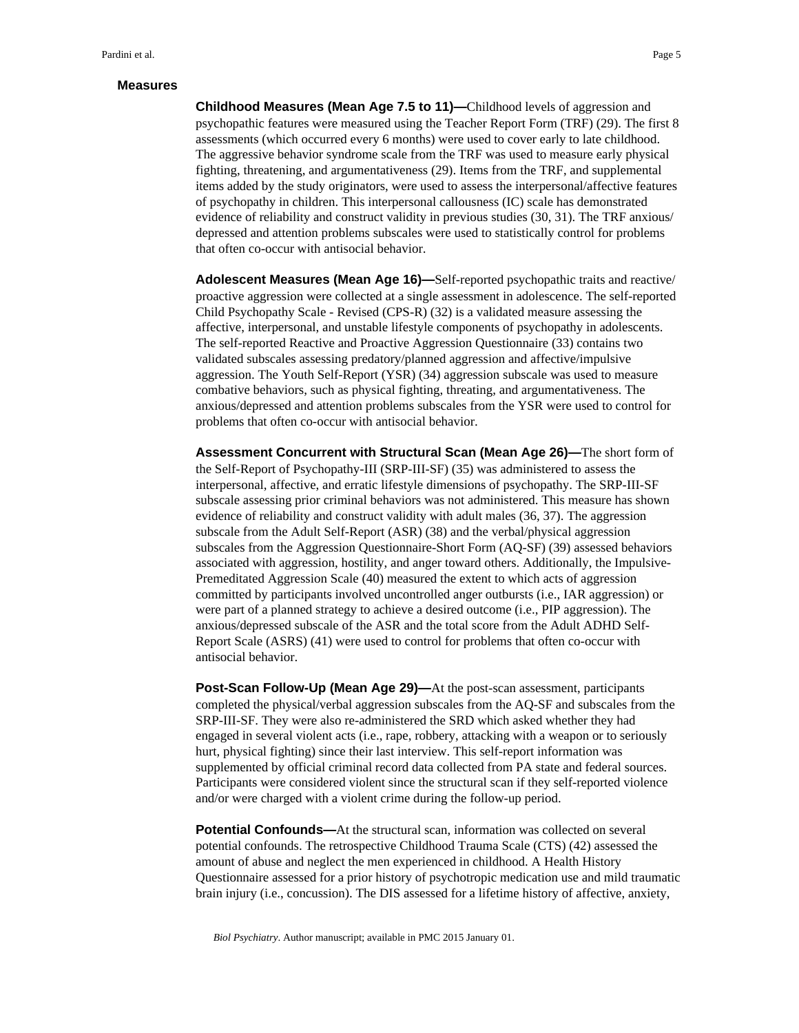### Measures

**Childhood Measures (Mean Age 7.5 to 11)—**Childhood levels of aggression and psychopathic features were measured using the Teacher Report Form (TRF) (29). The first 8 assessments (which occurred every 6 months) were used to cover early to late childhood. The aggressive behavior syndrome scale from the TRF was used to measure early physical fighting, threatening, and argumentativeness (29). Items from the TRF, and supplemental items added by the study originators, were used to assess the interpersonal/affective features of psychopathy in children. This interpersonal callousness (IC) scale has demonstrated evidence of reliability and construct validity in previous studies (30, 31). The TRF anxious/depressed and attention problems subscales were used to statistically control for problems that often co-occur with antisocial behavior.

**Adolescent Measures (Mean Age 16)—**Self-reported psychopathic traits and reactive/proactive aggression were collected at a single assessment in adolescence. The self-reported Child Psychopathy Scale - Revised (CPS-R) (32) is a validated measure assessing the affective, interpersonal, and unstable lifestyle components of psychopathy in adolescents. The self-reported Reactive and Proactive Aggression Questionnaire (33) contains two validated subscales assessing predatory/planned aggression and affective/impulsive aggression. The Youth Self-Report (YSR) (34) aggression subscale was used to measure combative behaviors, such as physical fighting, threating, and argumentativeness. The anxious/depressed and attention problems subscales from the YSR were used to control for problems that often co-occur with antisocial behavior.

**Assessment Concurrent with Structural Scan (Mean Age 26)—**The short form of the Self-Report of Psychopathy-III (SRP-III-SF) (35) was administered to assess the interpersonal, affective, and erratic lifestyle dimensions of psychopathy. The SRP-III-SF subscale assessing prior criminal behaviors was not administered. This measure has shown evidence of reliability and construct validity with adult males (36, 37). The aggression subscale from the Adult Self-Report (ASR) (38) and the verbal/physical aggression subscales from the Aggression Questionnaire-Short Form (AQ-SF) (39) assessed behaviors associated with aggression, hostility, and anger toward others. Additionally, the Impulsive-Premeditated Aggression Scale (40) measured the extent to which acts of aggression committed by participants involved uncontrolled anger outbursts (i.e., IAR aggression) or were part of a planned strategy to achieve a desired outcome (i.e., PIP aggression). The anxious/depressed subscale of the ASR and the total score from the Adult ADHD Self-Report Scale (ASRS) (41) were used to control for problems that often co-occur with antisocial behavior.

**Post-Scan Follow-Up (Mean Age 29)—**At the post-scan assessment, participants completed the physical/verbal aggression subscales from the AQ-SF and subscales from the SRP-III-SF. They were also re-administered the SRD which asked whether they had engaged in several violent acts (i.e., rape, robbery, attacking with a weapon or to seriously hurt, physical fighting) since their last interview. This self-report information was supplemented by official criminal record data collected from PA state and federal sources. Participants were considered violent since the structural scan if they self-reported violence and/or were charged with a violent crime during the follow-up period.

**Potential Confounds—**At the structural scan, information was collected on several potential confounds. The retrospective Childhood Trauma Scale (CTS) (42) assessed the amount of abuse and neglect the men experienced in childhood. A Health History Questionnaire assessed for a prior history of psychotropic medication use and mild traumatic brain injury (i.e., concussion). The DIS assessed for a lifetime history of affective, anxiety,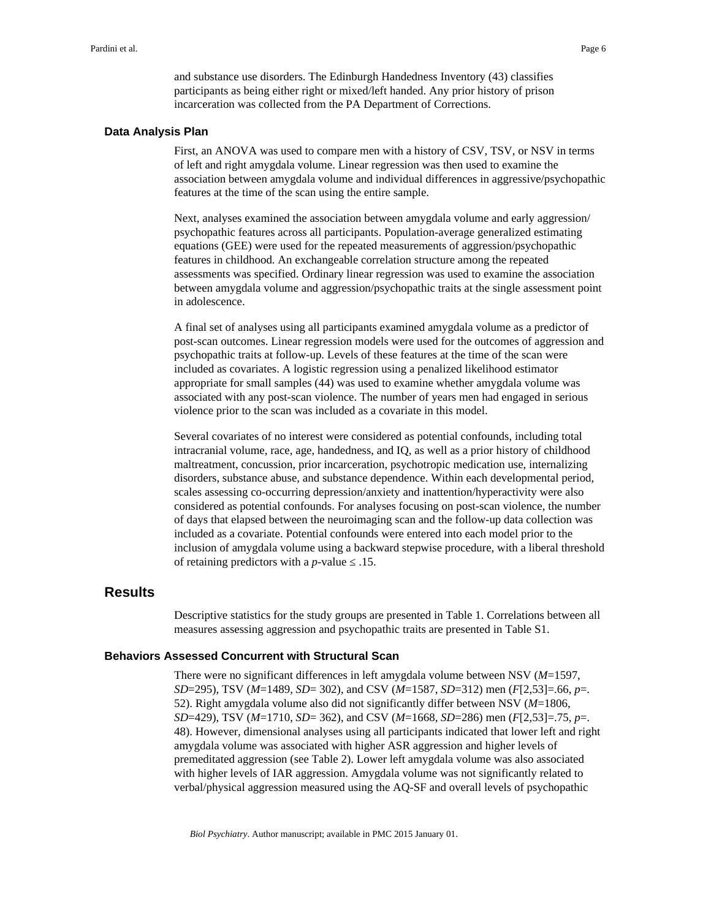and substance use disorders. The Edinburgh Handedness Inventory (43) classifies participants as being either right or mixed/left handed. Any prior history of prison incarceration was collected from the PA Department of Corrections.

### Data Analysis Plan

First, an ANOVA was used to compare men with a history of CSV, TSV, or NSV in terms of left and right amygdala volume. Linear regression was then used to examine the association between amygdala volume and individual differences in aggressive/psychopathic features at the time of the scan using the entire sample.

Next, analyses examined the association between amygdala volume and early aggression/psychopathic features across all participants. Population-average generalized estimating equations (GEE) were used for the repeated measurements of aggression/psychopathic features in childhood. An exchangeable correlation structure among the repeated assessments was specified. Ordinary linear regression was used to examine the association between amygdala volume and aggression/psychopathic traits at the single assessment point in adolescence.

A final set of analyses using all participants examined amygdala volume as a predictor of post-scan outcomes. Linear regression models were used for the outcomes of aggression and psychopathic traits at follow-up. Levels of these features at the time of the scan were included as covariates. A logistic regression using a penalized likelihood estimator appropriate for small samples (44) was used to examine whether amygdala volume was associated with any post-scan violence. The number of years men had engaged in serious violence prior to the scan was included as a covariate in this model.

Several covariates of no interest were considered as potential confounds, including total intracranial volume, race, age, handedness, and IQ, as well as a prior history of childhood maltreatment, concussion, prior incarceration, psychotropic medication use, internalizing disorders, substance abuse, and substance dependence. Within each developmental period, scales assessing co-occurring depression/anxiety and inattention/hyperactivity were also considered as potential confounds. For analyses focusing on post-scan violence, the number of days that elapsed between the neuroimaging scan and the follow-up data collection was included as a covariate. Potential confounds were entered into each model prior to the inclusion of amygdala volume using a backward stepwise procedure, with a liberal threshold of retaining predictors with a *p*-value $\leq .15$.

## Results

Descriptive statistics for the study groups are presented in Table 1. Correlations between all measures assessing aggression and psychopathic traits are presented in Table S1.

### Behaviors Assessed Concurrent with Structural Scan

There were no significant differences in left amygdala volume between NSV ($M$=1597, $SD$=295), TSV ($M$=1489, $SD$= 302), and CSV ($M$=1587, $SD$=312) men ($F[2,53]=.66$, $p=.52$). Right amygdala volume also did not significantly differ between NSV ($M$=1806, $SD$=429), TSV ($M$=1710, $SD$= 362), and CSV ($M$=1668, $SD$=286) men ($F[2,53]=.75$, $p=.48$). However, dimensional analyses using all participants indicated that lower left and right amygdala volume was associated with higher ASR aggression and higher levels of premeditated aggression (see Table 2). Lower left amygdala volume was also associated with higher levels of IAR aggression. Amygdala volume was not significantly related to verbal/physical aggression measured using the AQ-SF and overall levels of psychopathic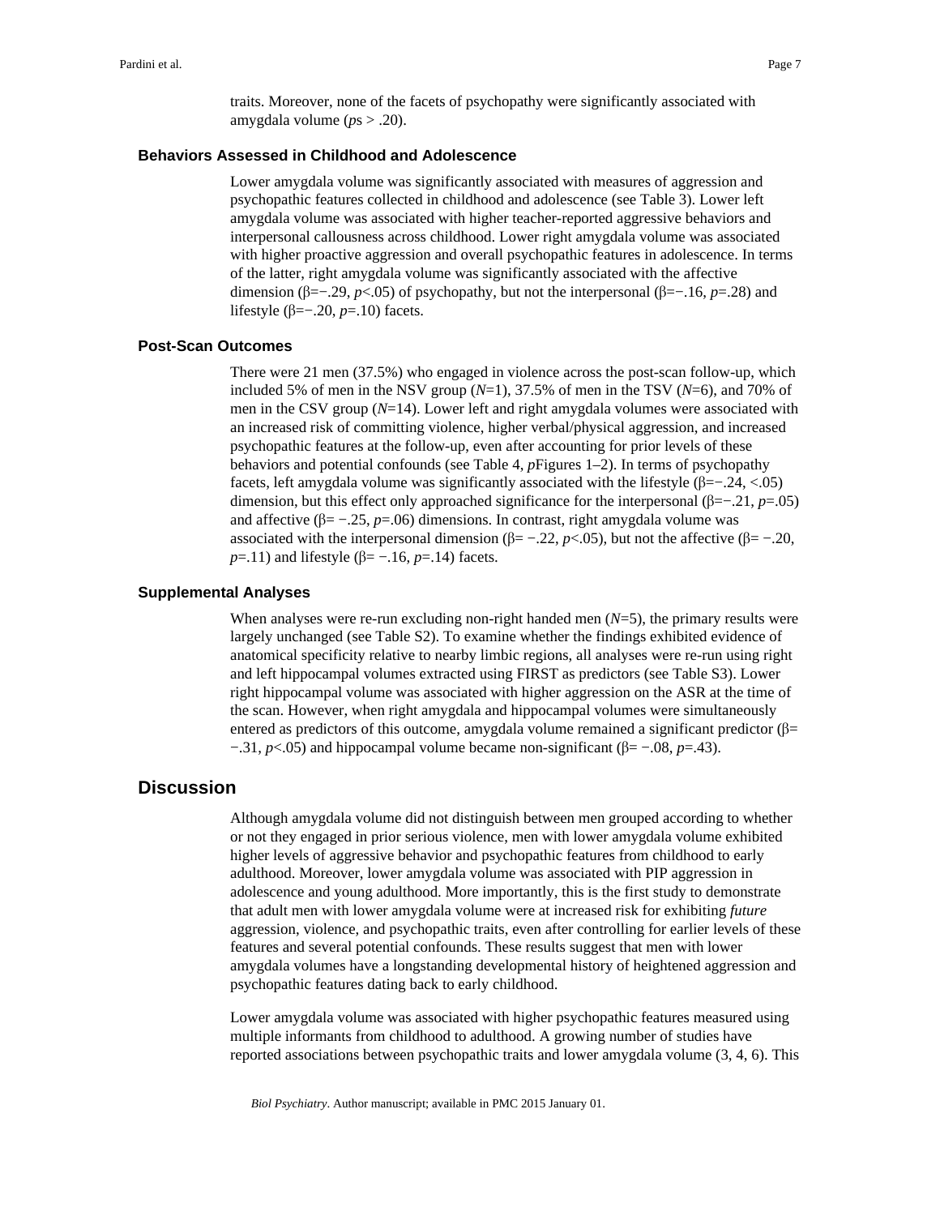traits. Moreover, none of the facets of psychopathy were significantly associated with amygdala volume ($p$s > .20).

### Behaviors Assessed in Childhood and Adolescence

Lower amygdala volume was significantly associated with measures of aggression and psychopathic features collected in childhood and adolescence (see Table 3). Lower left amygdala volume was associated with higher teacher-reported aggressive behaviors and interpersonal callousness across childhood. Lower right amygdala volume was associated with higher proactive aggression and overall psychopathic features in adolescence. In terms of the latter, right amygdala volume was significantly associated with the affective dimension ($\beta$=−.29, $p$<.05) of psychopathy, but not the interpersonal ($\beta$=−.16, $p$=.28) and lifestyle ($\beta$=−.20, $p$=.10) facets.

### Post-Scan Outcomes

There were 21 men (37.5%) who engaged in violence across the post-scan follow-up, which included 5% of men in the NSV group ($N$=1), 37.5% of men in the TSV ($N$=6), and 70% of men in the CSV group ($N$=14). Lower left and right amygdala volumes were associated with an increased risk of committing violence, higher verbal/physical aggression, and increased psychopathic features at the follow-up, even after accounting for prior levels of these behaviors and potential confounds (see Table 4, $p$Figures 1–2). In terms of psychopathy facets, left amygdala volume was significantly associated with the lifestyle ($\beta$=−.24, <.05) dimension, but this effect only approached significance for the interpersonal ($\beta$=−.21, $p$=.05) and affective ($\beta$= −.25, $p$=.06) dimensions. In contrast, right amygdala volume was associated with the interpersonal dimension ($\beta$= −.22, $p$<.05), but not the affective ($\beta$= −.20, $p$=.11) and lifestyle ($\beta$= −.16, $p$=.14) facets.

### Supplemental Analyses

When analyses were re-run excluding non-right handed men ($N$=5), the primary results were largely unchanged (see Table S2). To examine whether the findings exhibited evidence of anatomical specificity relative to nearby limbic regions, all analyses were re-run using right and left hippocampal volumes extracted using FIRST as predictors (see Table S3). Lower right hippocampal volume was associated with higher aggression on the ASR at the time of the scan. However, when right amygdala and hippocampal volumes were simultaneously entered as predictors of this outcome, amygdala volume remained a significant predictor ($\beta$= −.31, $p$<.05) and hippocampal volume became non-significant ($\beta$= −.08, $p$=.43).

## Discussion

Although amygdala volume did not distinguish between men grouped according to whether or not they engaged in prior serious violence, men with lower amygdala volume exhibited higher levels of aggressive behavior and psychopathic features from childhood to early adulthood. Moreover, lower amygdala volume was associated with PIP aggression in adolescence and young adulthood. More importantly, this is the first study to demonstrate that adult men with lower amygdala volume were at increased risk for exhibiting *future* aggression, violence, and psychopathic traits, even after controlling for earlier levels of these features and several potential confounds. These results suggest that men with lower amygdala volumes have a longstanding developmental history of heightened aggression and psychopathic features dating back to early childhood.

Lower amygdala volume was associated with higher psychopathic features measured using multiple informants from childhood to adulthood. A growing number of studies have reported associations between psychopathic traits and lower amygdala volume (3, 4, 6). This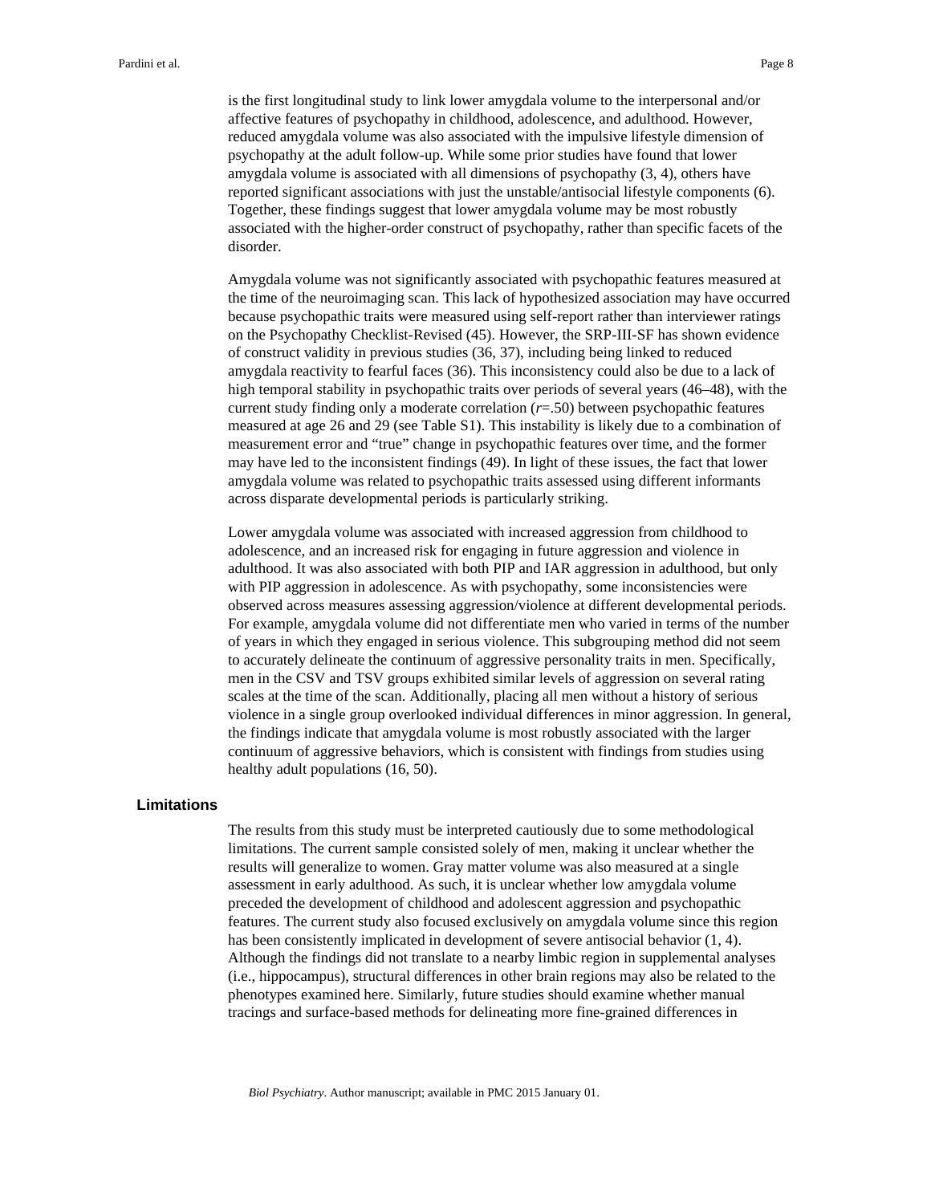is the first longitudinal study to link lower amygdala volume to the interpersonal and/or affective features of psychopathy in childhood, adolescence, and adulthood. However, reduced amygdala volume was also associated with the impulsive lifestyle dimension of psychopathy at the adult follow-up. While some prior studies have found that lower amygdala volume is associated with all dimensions of psychopathy (3, 4), others have reported significant associations with just the unstable/antisocial lifestyle components (6). Together, these findings suggest that lower amygdala volume may be most robustly associated with the higher-order construct of psychopathy, rather than specific facets of the disorder.

Amygdala volume was not significantly associated with psychopathic features measured at the time of the neuroimaging scan. This lack of hypothesized association may have occurred because psychopathic traits were measured using self-report rather than interviewer ratings on the Psychopathy Checklist-Revised (45). However, the SRP-III-SF has shown evidence of construct validity in previous studies (36, 37), including being linked to reduced amygdala reactivity to fearful faces (36). This inconsistency could also be due to a lack of high temporal stability in psychopathic traits over periods of several years (46–48), with the current study finding only a moderate correlation ($r$=.50) between psychopathic features measured at age 26 and 29 (see Table S1). This instability is likely due to a combination of measurement error and "true" change in psychopathic features over time, and the former may have led to the inconsistent findings (49). In light of these issues, the fact that lower amygdala volume was related to psychopathic traits assessed using different informants across disparate developmental periods is particularly striking.

Lower amygdala volume was associated with increased aggression from childhood to adolescence, and an increased risk for engaging in future aggression and violence in adulthood. It was also associated with both PIP and IAR aggression in adulthood, but only with PIP aggression in adolescence. As with psychopathy, some inconsistencies were observed across measures assessing aggression/violence at different developmental periods. For example, amygdala volume did not differentiate men who varied in terms of the number of years in which they engaged in serious violence. This subgrouping method did not seem to accurately delineate the continuum of aggressive personality traits in men. Specifically, men in the CSV and TSV groups exhibited similar levels of aggression on several rating scales at the time of the scan. Additionally, placing all men without a history of serious violence in a single group overlooked individual differences in minor aggression. In general, the findings indicate that amygdala volume is most robustly associated with the larger continuum of aggressive behaviors, which is consistent with findings from studies using healthy adult populations (16, 50).

## Limitations

The results from this study must be interpreted cautiously due to some methodological limitations. The current sample consisted solely of men, making it unclear whether the results will generalize to women. Gray matter volume was also measured at a single assessment in early adulthood. As such, it is unclear whether low amygdala volume preceded the development of childhood and adolescent aggression and psychopathic features. The current study also focused exclusively on amygdala volume since this region has been consistently implicated in development of severe antisocial behavior (1, 4). Although the findings did not translate to a nearby limbic region in supplemental analyses (i.e., hippocampus), structural differences in other brain regions may also be related to the phenotypes examined here. Similarly, future studies should examine whether manual tracings and surface-based methods for delineating more fine-grained differences in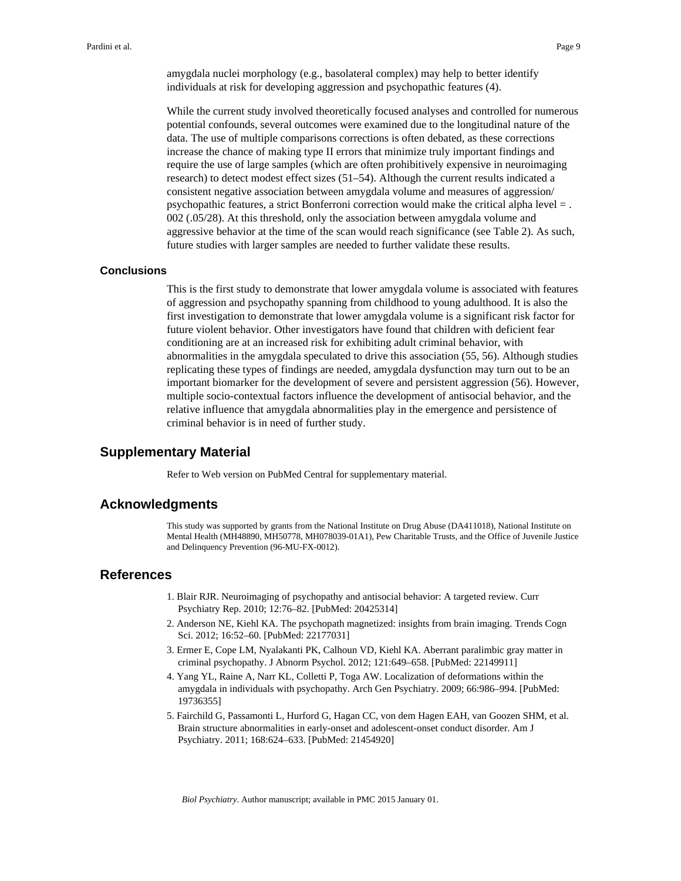amygdala nuclei morphology (e.g., basolateral complex) may help to better identify individuals at risk for developing aggression and psychopathic features (4).

While the current study involved theoretically focused analyses and controlled for numerous potential confounds, several outcomes were examined due to the longitudinal nature of the data. The use of multiple comparisons corrections is often debated, as these corrections increase the chance of making type II errors that minimize truly important findings and require the use of large samples (which are often prohibitively expensive in neuroimaging research) to detect modest effect sizes (51–54). Although the current results indicated a consistent negative association between amygdala volume and measures of aggression/ psychopathic features, a strict Bonferroni correction would make the critical alpha level = .002 (.05/28). At this threshold, only the association between amygdala volume and aggressive behavior at the time of the scan would reach significance (see Table 2). As such, future studies with larger samples are needed to further validate these results.

### Conclusions

This is the first study to demonstrate that lower amygdala volume is associated with features of aggression and psychopathy spanning from childhood to young adulthood. It is also the first investigation to demonstrate that lower amygdala volume is a significant risk factor for future violent behavior. Other investigators have found that children with deficient fear conditioning are at an increased risk for exhibiting adult criminal behavior, with abnormalities in the amygdala speculated to drive this association (55, 56). Although studies replicating these types of findings are needed, amygdala dysfunction may turn out to be an important biomarker for the development of severe and persistent aggression (56). However, multiple socio-contextual factors influence the development of antisocial behavior, and the relative influence that amygdala abnormalities play in the emergence and persistence of criminal behavior is in need of further study.

## Supplementary Material

Refer to Web version on PubMed Central for supplementary material.

## Acknowledgments

This study was supported by grants from the National Institute on Drug Abuse (DA411018), National Institute on Mental Health (MH48890, MH50778, MH078039-01A1), Pew Charitable Trusts, and the Office of Juvenile Justice and Delinquency Prevention (96-MU-FX-0012).

## References

1. Blair RJR. Neuroimaging of psychopathy and antisocial behavior: A targeted review. Curr Psychiatry Rep. 2010; 12:76–82. [PubMed: 20425314]
2. Anderson NE, Kiehl KA. The psychopath magnetized: insights from brain imaging. Trends Cogn Sci. 2012; 16:52–60. [PubMed: 22177031]
3. Ermer E, Cope LM, Nyalakanti PK, Calhoun VD, Kiehl KA. Aberrant paralimbic gray matter in criminal psychopathy. J Abnorm Psychol. 2012; 121:649–658. [PubMed: 22149911]
4. Yang YL, Raine A, Narr KL, Colletti P, Toga AW. Localization of deformations within the amygdala in individuals with psychopathy. Arch Gen Psychiatry. 2009; 66:986–994. [PubMed: 19736355]
5. Fairchild G, Passamonti L, Hurford G, Hagan CC, von dem Hagen EAH, van Goozen SHM, et al. Brain structure abnormalities in early-onset and adolescent-onset conduct disorder. Am J Psychiatry. 2011; 168:624–633. [PubMed: 21454920]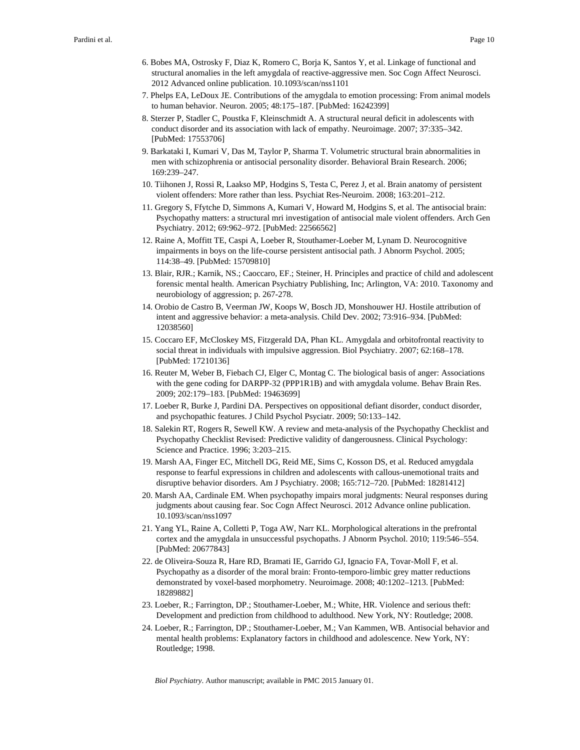6. Bobes MA, Ostrosky F, Diaz K, Romero C, Borja K, Santos Y, et al. Linkage of functional and structural anomalies in the left amygdala of reactive-aggressive men. Soc Cogn Affect Neurosci. 2012 Advanced online publication. 10.1093/scan/nss1101

7. Phelps EA, LeDoux JE. Contributions of the amygdala to emotion processing: From animal models to human behavior. Neuron. 2005; 48:175–187. [PubMed: 16242399]

8. Sterzer P, Stadler C, Poustka F, Kleinschmidt A. A structural neural deficit in adolescents with conduct disorder and its association with lack of empathy. Neuroimage. 2007; 37:335–342. [PubMed: 17553706]

9. Barkataki I, Kumari V, Das M, Taylor P, Sharma T. Volumetric structural brain abnormalities in men with schizophrenia or antisocial personality disorder. Behavioral Brain Research. 2006; 169:239–247.

10. Tiihonen J, Rossi R, Laakso MP, Hodgins S, Testa C, Perez J, et al. Brain anatomy of persistent violent offenders: More rather than less. Psychiat Res-Neuroim. 2008; 163:201–212.

11. Gregory S, Ffytche D, Simmons A, Kumari V, Howard M, Hodgins S, et al. The antisocial brain: Psychopathy matters: a structural mri investigation of antisocial male violent offenders. Arch Gen Psychiatry. 2012; 69:962–972. [PubMed: 22566562]

12. Raine A, Moffitt TE, Caspi A, Loeber R, Stouthamer-Loeber M, Lynam D. Neurocognitive impairments in boys on the life-course persistent antisocial path. J Abnorm Psychol. 2005; 114:38–49. [PubMed: 15709810]

13. Blair, RJR.; Karnik, NS.; Caoccaro, EF.; Steiner, H. Principles and practice of child and adolescent forensic mental health. American Psychiatry Publishing, Inc; Arlington, VA: 2010. Taxonomy and neurobiology of aggression; p. 267-278.

14. Orobio de Castro B, Veerman JW, Koops W, Bosch JD, Monshouwer HJ. Hostile attribution of intent and aggressive behavior: a meta-analysis. Child Dev. 2002; 73:916–934. [PubMed: 12038560]

15. Coccaro EF, McCloskey MS, Fitzgerald DA, Phan KL. Amygdala and orbitofrontal reactivity to social threat in individuals with impulsive aggression. Biol Psychiatry. 2007; 62:168–178. [PubMed: 17210136]

16. Reuter M, Weber B, Fiebach CJ, Elger C, Montag C. The biological basis of anger: Associations with the gene coding for DARPP-32 (PPP1R1B) and with amygdala volume. Behav Brain Res. 2009; 202:179–183. [PubMed: 19463699]

17. Loeber R, Burke J, Pardini DA. Perspectives on oppositional defiant disorder, conduct disorder, and psychopathic features. J Child Psychol Psyciatr. 2009; 50:133–142.

18. Salekin RT, Rogers R, Sewell KW. A review and meta-analysis of the Psychopathy Checklist and Psychopathy Checklist Revised: Predictive validity of dangerousness. Clinical Psychology: Science and Practice. 1996; 3:203–215.

19. Marsh AA, Finger EC, Mitchell DG, Reid ME, Sims C, Kosson DS, et al. Reduced amygdala response to fearful expressions in children and adolescents with callous-unemotional traits and disruptive behavior disorders. Am J Psychiatry. 2008; 165:712–720. [PubMed: 18281412]

20. Marsh AA, Cardinale EM. When psychopathy impairs moral judgments: Neural responses during judgments about causing fear. Soc Cogn Affect Neurosci. 2012 Advance online publication. 10.1093/scan/nss1097

21. Yang YL, Raine A, Colletti P, Toga AW, Narr KL. Morphological alterations in the prefrontal cortex and the amygdala in unsuccessful psychopaths. J Abnorm Psychol. 2010; 119:546–554. [PubMed: 20677843]

22. de Oliveira-Souza R, Hare RD, Bramati IE, Garrido GJ, Ignacio FA, Tovar-Moll F, et al. Psychopathy as a disorder of the moral brain: Fronto-temporo-limbic grey matter reductions demonstrated by voxel-based morphometry. Neuroimage. 2008; 40:1202–1213. [PubMed: 18289882]

23. Loeber, R.; Farrington, DP.; Stouthamer-Loeber, M.; White, HR. Violence and serious theft: Development and prediction from childhood to adulthood. New York, NY: Routledge; 2008.

24. Loeber, R.; Farrington, DP.; Stouthamer-Loeber, M.; Van Kammen, WB. Antisocial behavior and mental health problems: Explanatory factors in childhood and adolescence. New York, NY: Routledge; 1998.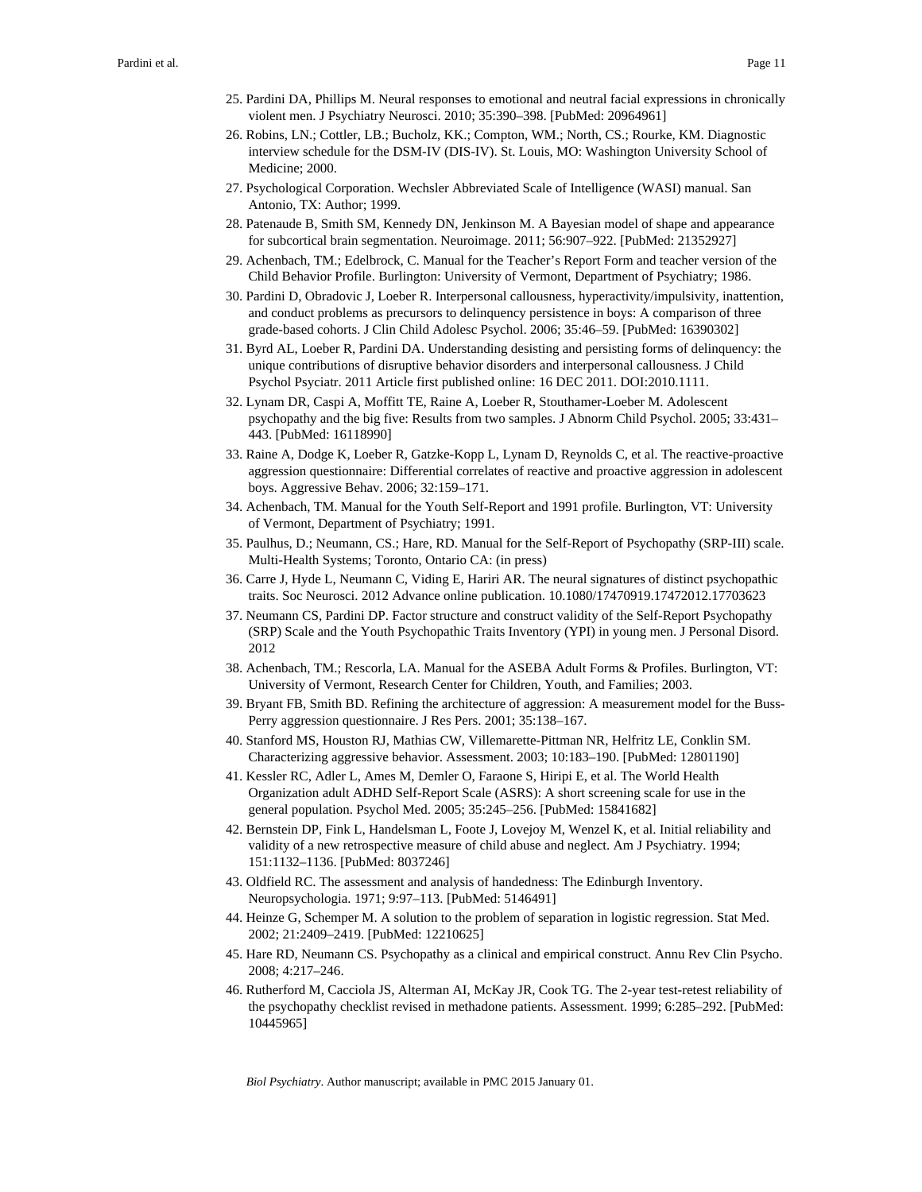25. Pardini DA, Phillips M. Neural responses to emotional and neutral facial expressions in chronically violent men. J Psychiatry Neurosci. 2010; 35:390–398. [PubMed: 20964961]
26. Robins, LN.; Cottler, LB.; Bucholz, KK.; Compton, WM.; North, CS.; Rourke, KM. Diagnostic interview schedule for the DSM-IV (DIS-IV). St. Louis, MO: Washington University School of Medicine; 2000.
27. Psychological Corporation. Wechsler Abbreviated Scale of Intelligence (WASI) manual. San Antonio, TX: Author; 1999.
28. Patenaude B, Smith SM, Kennedy DN, Jenkinson M. A Bayesian model of shape and appearance for subcortical brain segmentation. Neuroimage. 2011; 56:907–922. [PubMed: 21352927]
29. Achenbach, TM.; Edelbrock, C. Manual for the Teacher's Report Form and teacher version of the Child Behavior Profile. Burlington: University of Vermont, Department of Psychiatry; 1986.
30. Pardini D, Obradovic J, Loeber R. Interpersonal callousness, hyperactivity/impulsivity, inattention, and conduct problems as precursors to delinquency persistence in boys: A comparison of three grade-based cohorts. J Clin Child Adolesc Psychol. 2006; 35:46–59. [PubMed: 16390302]
31. Byrd AL, Loeber R, Pardini DA. Understanding desisting and persisting forms of delinquency: the unique contributions of disruptive behavior disorders and interpersonal callousness. J Child Psychol Psyciatr. 2011 Article first published online: 16 DEC 2011. DOI:2010.1111.
32. Lynam DR, Caspi A, Moffitt TE, Raine A, Loeber R, Stouthamer-Loeber M. Adolescent psychopathy and the big five: Results from two samples. J Abnorm Child Psychol. 2005; 33:431–443. [PubMed: 16118990]
33. Raine A, Dodge K, Loeber R, Gatzke-Kopp L, Lynam D, Reynolds C, et al. The reactive-proactive aggression questionnaire: Differential correlates of reactive and proactive aggression in adolescent boys. Aggressive Behav. 2006; 32:159–171.
34. Achenbach, TM. Manual for the Youth Self-Report and 1991 profile. Burlington, VT: University of Vermont, Department of Psychiatry; 1991.
35. Paulhus, D.; Neumann, CS.; Hare, RD. Manual for the Self-Report of Psychopathy (SRP-III) scale. Multi-Health Systems; Toronto, Ontario CA: (in press)
36. Carre J, Hyde L, Neumann C, Viding E, Hariri AR. The neural signatures of distinct psychopathic traits. Soc Neurosci. 2012 Advance online publication. 10.1080/17470919.17472012.17703623
37. Neumann CS, Pardini DP. Factor structure and construct validity of the Self-Report Psychopathy (SRP) Scale and the Youth Psychopathic Traits Inventory (YPI) in young men. J Personal Disord. 2012
38. Achenbach, TM.; Rescorla, LA. Manual for the ASEBA Adult Forms & Profiles. Burlington, VT: University of Vermont, Research Center for Children, Youth, and Families; 2003.
39. Bryant FB, Smith BD. Refining the architecture of aggression: A measurement model for the Buss-Perry aggression questionnaire. J Res Pers. 2001; 35:138–167.
40. Stanford MS, Houston RJ, Mathias CW, Villemarette-Pittman NR, Helfritz LE, Conklin SM. Characterizing aggressive behavior. Assessment. 2003; 10:183–190. [PubMed: 12801190]
41. Kessler RC, Adler L, Ames M, Demler O, Faraone S, Hiripi E, et al. The World Health Organization adult ADHD Self-Report Scale (ASRS): A short screening scale for use in the general population. Psychol Med. 2005; 35:245–256. [PubMed: 15841682]
42. Bernstein DP, Fink L, Handelsman L, Foote J, Lovejoy M, Wenzel K, et al. Initial reliability and validity of a new retrospective measure of child abuse and neglect. Am J Psychiatry. 1994; 151:1132–1136. [PubMed: 8037246]
43. Oldfield RC. The assessment and analysis of handedness: The Edinburgh Inventory. Neuropsychologia. 1971; 9:97–113. [PubMed: 5146491]
44. Heinze G, Schemper M. A solution to the problem of separation in logistic regression. Stat Med. 2002; 21:2409–2419. [PubMed: 12210625]
45. Hare RD, Neumann CS. Psychopathy as a clinical and empirical construct. Annu Rev Clin Psycho. 2008; 4:217–246.
46. Rutherford M, Cacciola JS, Alterman AI, McKay JR, Cook TG. The 2-year test-retest reliability of the psychopathy checklist revised in methadone patients. Assessment. 1999; 6:285–292. [PubMed: 10445965]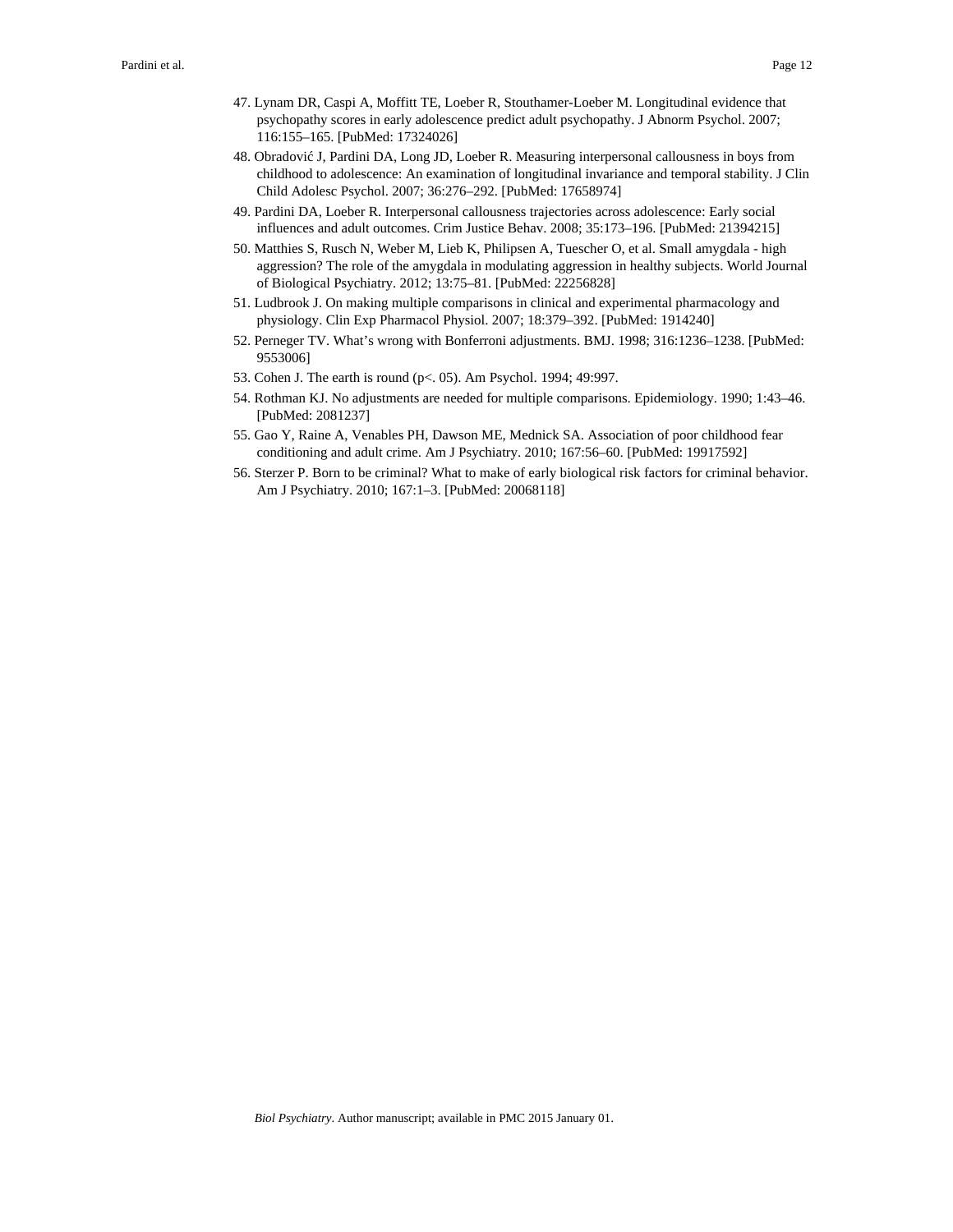47. Lynam DR, Caspi A, Moffitt TE, Loeber R, Stouthamer-Loeber M. Longitudinal evidence that psychopathy scores in early adolescence predict adult psychopathy. J Abnorm Psychol. 2007; 116:155–165. [PubMed: 17324026]
48. Obradović J, Pardini DA, Long JD, Loeber R. Measuring interpersonal callousness in boys from childhood to adolescence: An examination of longitudinal invariance and temporal stability. J Clin Child Adolesc Psychol. 2007; 36:276–292. [PubMed: 17658974]
49. Pardini DA, Loeber R. Interpersonal callousness trajectories across adolescence: Early social influences and adult outcomes. Crim Justice Behav. 2008; 35:173–196. [PubMed: 21394215]
50. Matthies S, Rusch N, Weber M, Lieb K, Philipsen A, Tuescher O, et al. Small amygdala - high aggression? The role of the amygdala in modulating aggression in healthy subjects. World Journal of Biological Psychiatry. 2012; 13:75–81. [PubMed: 22256828]
51. Ludbrook J. On making multiple comparisons in clinical and experimental pharmacology and physiology. Clin Exp Pharmacol Physiol. 2007; 18:379–392. [PubMed: 1914240]
52. Perneger TV. What's wrong with Bonferroni adjustments. BMJ. 1998; 316:1236–1238. [PubMed: 9553006]
53. Cohen J. The earth is round (p<. 05). Am Psychol. 1994; 49:997.
54. Rothman KJ. No adjustments are needed for multiple comparisons. Epidemiology. 1990; 1:43–46. [PubMed: 2081237]
55. Gao Y, Raine A, Venables PH, Dawson ME, Mednick SA. Association of poor childhood fear conditioning and adult crime. Am J Psychiatry. 2010; 167:56–60. [PubMed: 19917592]
56. Sterzer P. Born to be criminal? What to make of early biological risk factors for criminal behavior. Am J Psychiatry. 2010; 167:1–3. [PubMed: 20068118]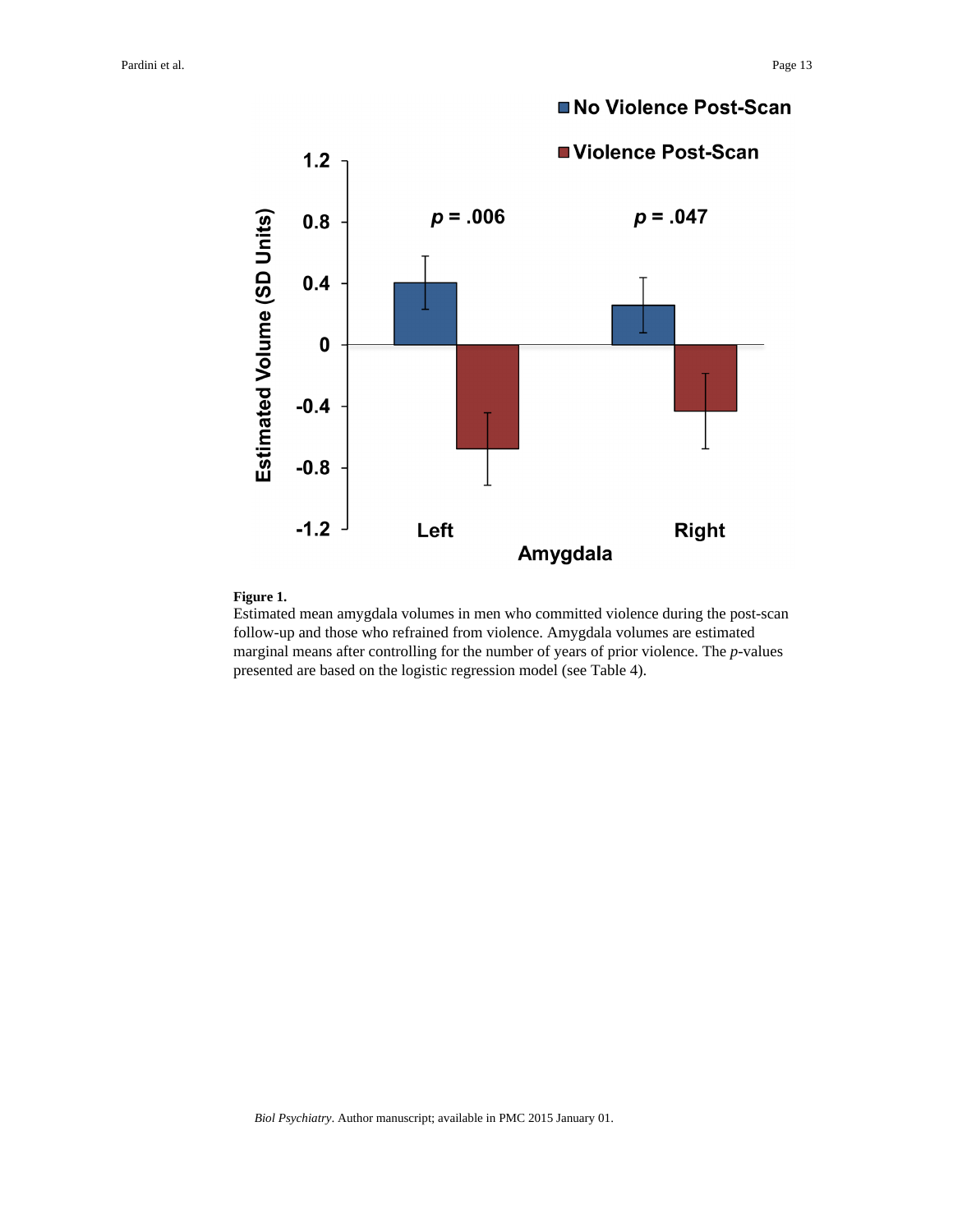**Figure 1.**

Estimated mean amygdala volumes in men who committed violence during the post-scan follow-up and those who refrained from violence. Amygdala volumes are estimated marginal means after controlling for the number of years of prior violence. The *p*-values presented are based on the logistic regression model (see Table 4).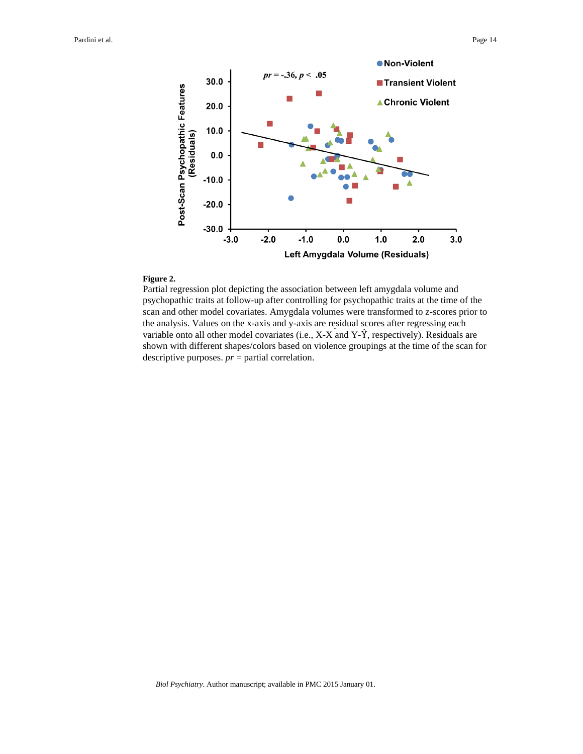**Figure 2.**

Partial regression plot depicting the association between left amygdala volume and psychopathic traits at follow-up after controlling for psychopathic traits at the time of the scan and other model covariates. Amygdala volumes were transformed to z-scores prior to the analysis. Values on the x-axis and y-axis are residual scores after regressing each variable onto all other model covariates (i.e., $X-\hat{X}$ and $Y-\hat{Y}$, respectively). Residuals are shown with different shapes/colors based on violence groupings at the time of the scan for descriptive purposes. *pr* = partial correlation.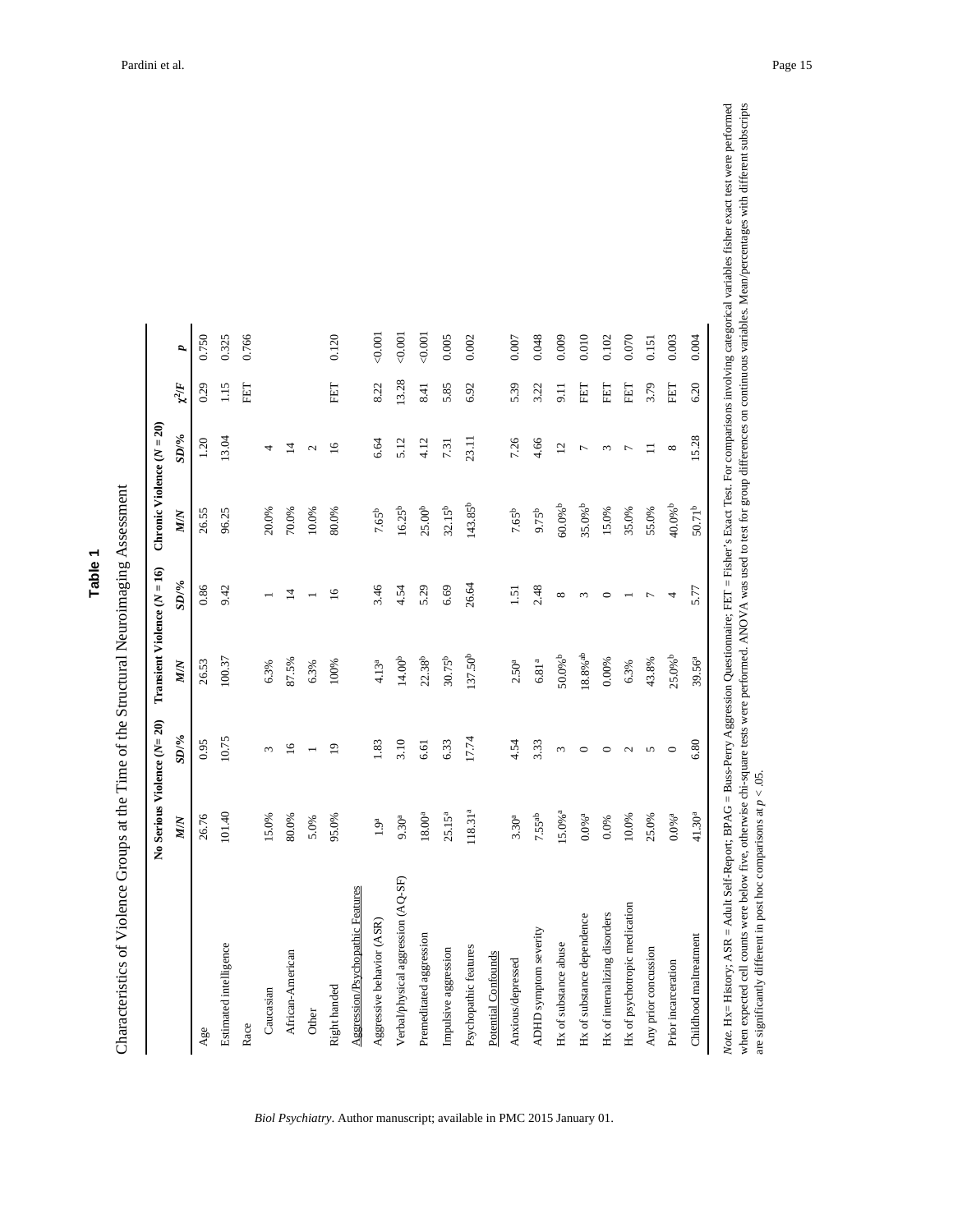# Table 1

Characteristics of Violence Groups at the Time of the Structural Neuroimaging Assessment

| | No Serious Violence (*N*= 20) | | Transient Violence (*N* = 16) | | Chronic Violence (*N* = 20) | | | |
|---|---|---|---|---|---|---|---|---|
| | *M/N* | *SD/%* | *M/N* | *SD/%* | *M/N* | *SD/%* | $\chi^2/F$ | *p* |
| Age | 26.76 | 0.95 | 26.53 | 0.86 | 26.55 | 1.20 | 0.29 | 0.750 |
| Estimated intelligence | 101.40 | 10.75 | 100.37 | 9.42 | 96.25 | 13.04 | 1.15 | 0.325 |
| Race | | | | | | | FET | 0.766 |
| Caucasian | 15.0% | 3 | 6.3% | 1 | 20.0% | 4 | | |
| African-American | 80.0% | 16 | 87.5% | 14 | 70.0% | 14 | | |
| Other | 5.0% | 1 | 6.3% | 1 | 10.0% | 2 | | |
| Right handed | 95.0% | 19 | 100% | 16 | 80.0% | 16 | FET | 0.120 |
| Aggression/Psychopathic Features | | | | | | | | |
| Aggressive behavior (ASR) | 1.9[a] | 1.83 | 4.13[a] | 3.46 | 7.65[b] | 6.64 | 8.22 | <0.001 |
| Verbal/physical aggression (AQ-SF) | 9.30[a] | 3.10 | 14.00[b] | 4.54 | 16.25[b] | 5.12 | 13.28 | <0.001 |
| Premeditated aggression | 18.00[a] | 6.61 | 22.38[b] | 5.29 | 25.00[b] | 4.12 | 8.41 | <0.001 |
| Impulsive aggression | 25.15[a] | 6.33 | 30.75[b] | 6.69 | 32.15[b] | 7.31 | 5.85 | 0.005 |
| Psychopathic features | 118.31[a] | 17.74 | 137.50[b] | 26.64 | 143.85[b] | 23.11 | 6.92 | 0.002 |
| Potential Confounds | | | | | | | | |
| Anxious/depressed | 3.30[a] | 4.54 | 2.50[a] | 1.51 | 7.65[b] | 7.26 | 5.39 | 0.007 |
| ADHD symptom severity | 7.55[ab] | 3.33 | 6.81[a] | 2.48 | 9.75[b] | 4.66 | 3.22 | 0.048 |
| Hx of substance abuse | 15.0%[a] | 3 | 50.0%[b] | 8 | 60.0%[b] | 12 | 9.11 | 0.009 |
| Hx of substance dependence | 0.0%[a] | 0 | 18.8%[ab] | 3 | 35.0%[b] | 7 | FET | 0.010 |
| Hx of internalizing disorders | 0.0% | 0 | 0.00% | 0 | 15.0% | 3 | FET | 0.102 |
| Hx of psychotropic medication | 10.0% | 2 | 6.3% | 1 | 35.0% | 7 | FET | 0.070 |
| Any prior concussion | 25.0% | 5 | 43.8% | 7 | 55.0% | 11 | 3.79 | 0.151 |
| Prior incarceration | 0.0%[a] | 0 | 25.0%[b] | 4 | 40.0%[b] | 8 | FET | 0.003 |
| Childhood maltreatment | 41.30[a] | 6.80 | 39.56[a] | 5.77 | 50.71[b] | 15.28 | 6.20 | 0.004 |

*Note.* Hx= History; ASR = Adult Self-Report; BPAQ = Buss-Perry Aggression Questionnaire; FET = Fisher's Exact Test. For comparisons involving categorical variables fisher exact test were performed when expected cell counts were below five, otherwise chi-square tests were performed. ANOVA was used to test for group differences on continuous variables. Mean/percentages with different subscripts are significantly different in post hoc comparisons at $p < .05$.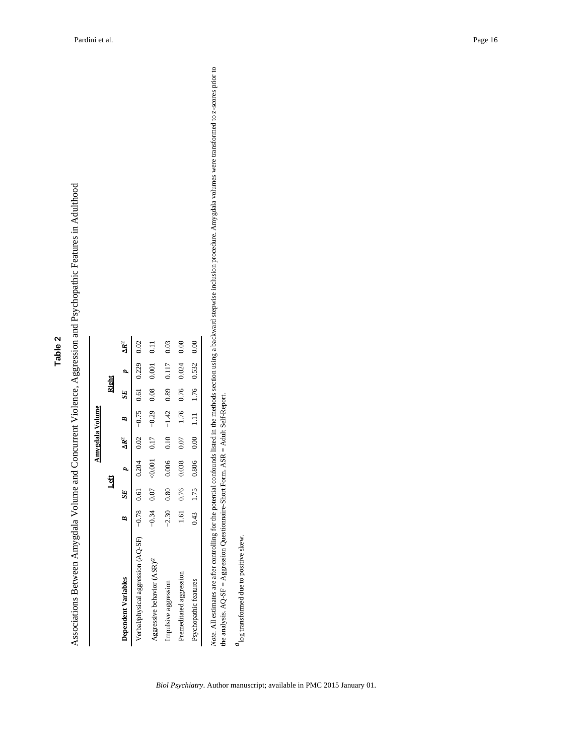## Table 2

Associations Between Amygdala Volume and Concurrent Violence, Aggression and Psychopathic Features in Adulthood

| | Amygdala Volume | | | | | | | |
|---|---|---|---|---|---|---|---|---|
| | Left | | | | Right | | | |
| Dependent Variables | B | SE | p | $\Delta R^2$ | B | SE | p | $\Delta R^2$ |
| Verbal/physical aggression (AQ-SF) | −0.78 | 0.61 | 0.204 | 0.02 | −0.75 | 0.61 | 0.229 | 0.02 |
| Aggressive behavior (ASR)[a] | −0.34 | 0.07 | <0.001 | 0.17 | −0.29 | 0.08 | 0.001 | 0.11 |
| Impulsive aggression | −2.30 | 0.80 | 0.006 | 0.10 | −1.42 | 0.89 | 0.117 | 0.03 |
| Premeditated aggression | −1.61 | 0.76 | 0.038 | 0.07 | −1.76 | 0.76 | 0.024 | 0.08 |
| Psychopathic features | 0.43 | 1.75 | 0.806 | 0.00 | 1.11 | 1.76 | 0.532 | 0.00 |

*Note.* All estimates are after controlling for the potential confounds listed in the methods section using a backward stepwise inclusion procedure. Amygdala volumes were transformed to z-scores prior to the analysis. AQ-SF = Aggression Questionnaire-Short Form. ASR = Adult Self-Report.

[a] log transformed due to positive skew.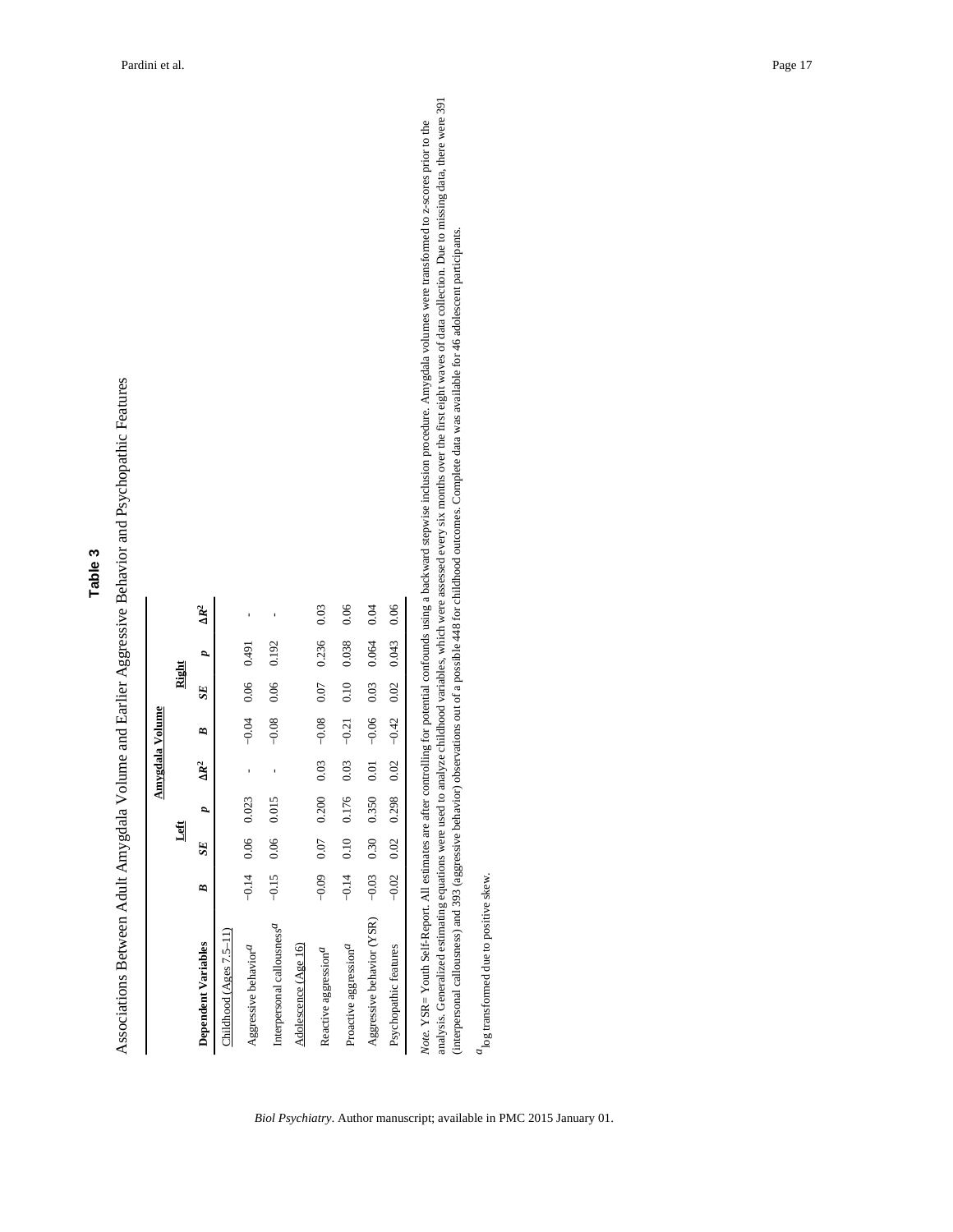## Table 3

Associations Between Adult Amygdala Volume and Earlier Aggressive Behavior and Psychopathic Features

| | Amygdala Volume | | | | | | | |
|---|---|---|---|---|---|---|---|---|
| | Left | | | | Right | | | |
| **Dependent Variables** | ***B*** | ***SE*** | ***p*** | **$\Delta R^2$** | ***B*** | ***SE*** | ***p*** | **$\Delta R^2$** |
| Childhood (Ages 7.5–11) | | | | | | | | |
| Aggressive behavior[a] | −0.14 | 0.06 | 0.023 | - | −0.04 | 0.06 | 0.491 | - |
| Interpersonal callousness[a] | −0.15 | 0.06 | 0.015 | - | −0.08 | 0.06 | 0.192 | - |
| Adolescence (Age 16) | | | | | | | | |
| Reactive aggression[a] | −0.09 | 0.07 | 0.200 | 0.03 | −0.08 | 0.07 | 0.236 | 0.03 |
| Proactive aggression[a] | −0.14 | 0.10 | 0.176 | 0.03 | −0.21 | 0.10 | 0.038 | 0.06 |
| Aggressive behavior (YSR) | −0.03 | 0.30 | 0.350 | 0.01 | −0.06 | 0.03 | 0.064 | 0.04 |
| Psychopathic features | −0.02 | 0.02 | 0.298 | 0.02 | −0.42 | 0.02 | 0.043 | 0.06 |

*Note*. YSR= Youth Self-Report. All estimates are after controlling for potential confounds using a backward stepwise inclusion procedure. Amygdala volumes were transformed to *z*-scores prior to the analysis. Generalized estimating equations were used to analyze childhood variables, which were assessed every six months over the first eight waves of data collection. Due to missing data, there were 391 (interpersonal callousness) and 393 (aggressive behavior) observations out of a possible 448 for childhood outcomes. Complete data was available for 46 adolescent participants.

[a] log transformed due to positive skew.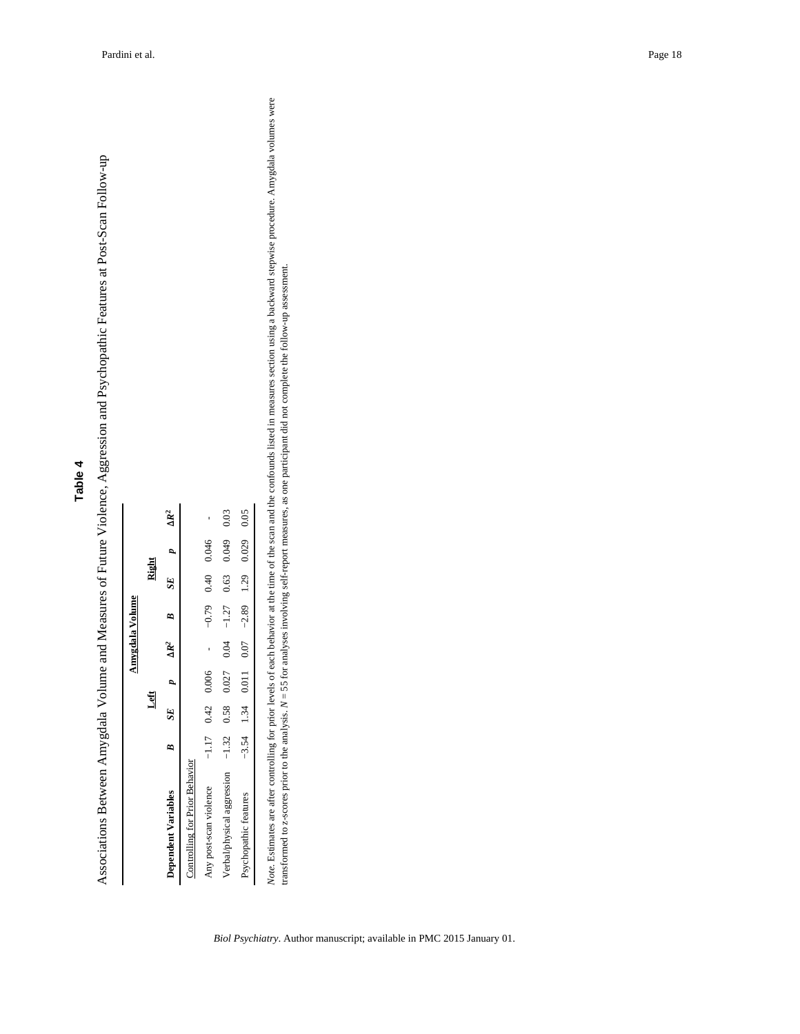## Table 4

Associations Between Amygdala Volume and Measures of Future Violence, Aggression and Psychopathic Features at Post-Scan Follow-up

| | Amygdala Volume | | | | | | | |
|---|---|---|---|---|---|---|---|---|
| | Left | | | | Right | | | |
| **Dependent Variables** | ***B*** | ***SE*** | ***p*** | $\Delta R^2$ | ***B*** | ***SE*** | ***p*** | $\Delta R^2$ |
| Controlling for Prior Behavior | | | | | | | | |
| Any post-scan violence | −1.17 | 0.42 | 0.006 | - | −0.79 | 0.40 | 0.046 | - |
| Verbal/physical aggression | −1.32 | 0.58 | 0.027 | 0.04 | −1.27 | 0.63 | 0.049 | 0.03 |
| Psychopathic features | −3.54 | 1.34 | 0.011 | 0.07 | −2.89 | 1.29 | 0.029 | 0.05 |

*Note*. Estimates are after controlling for prior levels of each behavior at the time of the scan and the confounds listed in measures section using a backward stepwise procedure. Amygdala volumes were transformed to z-scores prior to the analysis. $N = 55$ for analyses involving self-report measures, as one participant did not complete the follow-up assessment.